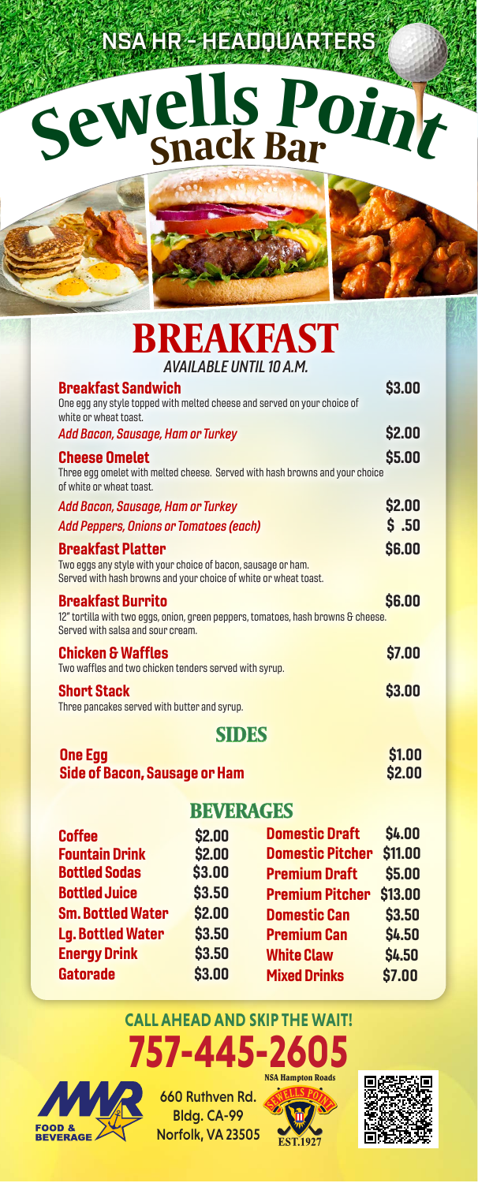NSA HR - HEADQUARTERS

# Sewells Point
## Snack Bar

# BREAKFAST

*AVAILABLE UNTIL 10 A.M.*

**Breakfast Sandwich** — $3.00
One egg any style topped with melted cheese and served on your choice of white or wheat toast.

*Add Bacon, Sausage, Ham or Turkey* — $2.00

**Cheese Omelet** — $5.00
Three egg omelet with melted cheese. Served with hash browns and your choice of white or wheat toast.

*Add Bacon, Sausage, Ham or Turkey* — $2.00

*Add Peppers, Onions or Tomatoes (each)* — $ .50

**Breakfast Platter** — $6.00
Two eggs any style with your choice of bacon, sausage or ham. Served with hash browns and your choice of white or wheat toast.

**Breakfast Burrito** — $6.00
12" tortilla with two eggs, onion, green peppers, tomatoes, hash browns & cheese. Served with salsa and sour cream.

**Chicken & Waffles** — $7.00
Two waffles and two chicken tenders served with syrup.

**Short Stack** — $3.00
Three pancakes served with butter and syrup.

## SIDES

| Item | Price |
|---|---|
| **One Egg** | $1.00 |
| **Side of Bacon, Sausage or Ham** | $2.00 |

## BEVERAGES

| Item | Price | Item | Price |
|---|---|---|---|
| **Coffee** | $2.00 | **Domestic Draft** | $4.00 |
| **Fountain Drink** | $2.00 | **Domestic Pitcher** | $11.00 |
| **Bottled Sodas** | $3.00 | **Premium Draft** | $5.00 |
| **Bottled Juice** | $3.50 | **Premium Pitcher** | $13.00 |
| **Sm. Bottled Water** | $2.00 | **Domestic Can** | $3.50 |
| **Lg. Bottled Water** | $3.50 | **Premium Can** | $4.50 |
| **Energy Drink** | $3.50 | **White Claw** | $4.50 |
| **Gatorade** | $3.00 | **Mixed Drinks** | $7.00 |

**CALL AHEAD AND SKIP THE WAIT!**

**757-445-2605**

MWR FOOD & BEVERAGE

660 Ruthven Rd.
Bldg. CA-99
Norfolk, VA 23505

NSA Hampton Roads
SEWELLS POINT
EST.1927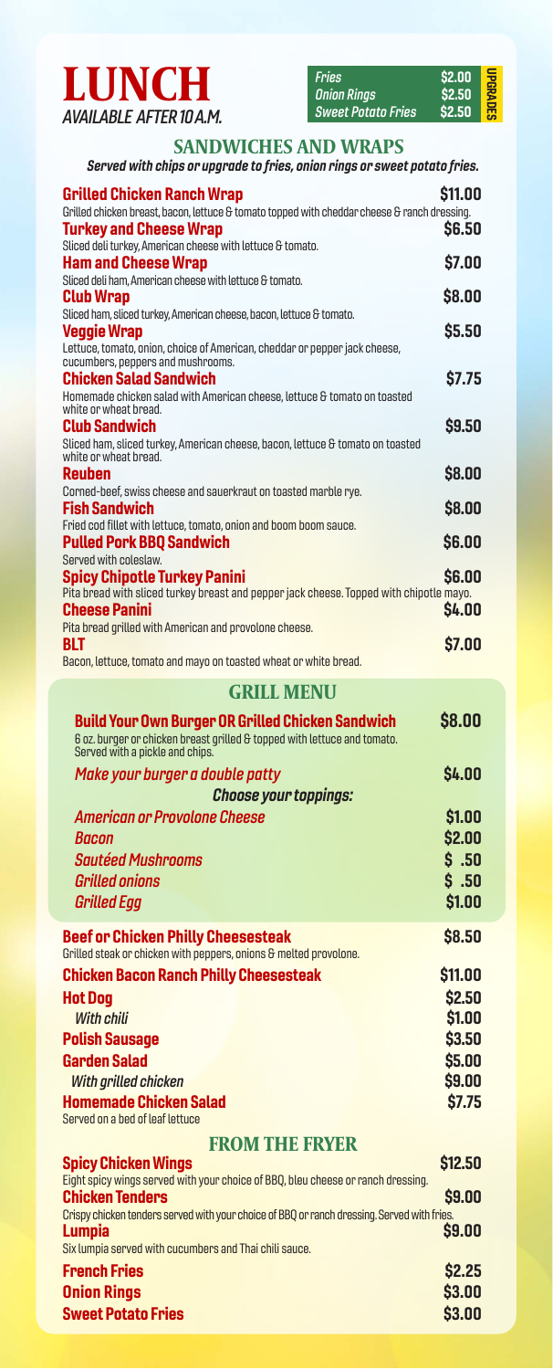# LUNCH

*AVAILABLE AFTER 10 A.M.*

| UPGRADES | |
|---|---|
| *Fries* | $2.00 |
| *Onion Rings* | $2.50 |
| *Sweet Potato Fries* | $2.50 |

## SANDWICHES AND WRAPS

***Served with chips or upgrade to fries, onion rings or sweet potato fries.***

**Grilled Chicken Ranch Wrap** — **$11.00**
Grilled chicken breast, bacon, lettuce & tomato topped with cheddar cheese & ranch dressing.

**Turkey and Cheese Wrap** — **$6.50**
Sliced deli turkey, American cheese with lettuce & tomato.

**Ham and Cheese Wrap** — **$7.00**
Sliced deli ham, American cheese with lettuce & tomato.

**Club Wrap** — **$8.00**
Sliced ham, sliced turkey, American cheese, bacon, lettuce & tomato.

**Veggie Wrap** — **$5.50**
Lettuce, tomato, onion, choice of American, cheddar or pepper jack cheese, cucumbers, peppers and mushrooms.

**Chicken Salad Sandwich** — **$7.75**
Homemade chicken salad with American cheese, lettuce & tomato on toasted white or wheat bread.

**Club Sandwich** — **$9.50**
Sliced ham, sliced turkey, American cheese, bacon, lettuce & tomato on toasted white or wheat bread.

**Reuben** — **$8.00**
Corned-beef, swiss cheese and sauerkraut on toasted marble rye.

**Fish Sandwich** — **$8.00**
Fried cod fillet with lettuce, tomato, onion and boom boom sauce.

**Pulled Pork BBQ Sandwich** — **$6.00**
Served with coleslaw.

**Spicy Chipotle Turkey Panini** — **$6.00**
Pita bread with sliced turkey breast and pepper jack cheese. Topped with chipotle mayo.

**Cheese Panini** — **$4.00**
Pita bread grilled with American and provolone cheese.

**BLT** — **$7.00**
Bacon, lettuce, tomato and mayo on toasted wheat or white bread.

## GRILL MENU

**Build Your Own Burger OR Grilled Chicken Sandwich** — **$8.00**
6 oz. burger or chicken breast grilled & topped with lettuce and tomato. Served with a pickle and chips.

***Make your burger a double patty*** — **$4.00**

***Choose your toppings:***

| | |
|---|---|
| *American or Provolone Cheese* | $1.00 |
| *Bacon* | $2.00 |
| *Sautéed Mushrooms* | $ .50 |
| *Grilled onions* | $ .50 |
| *Grilled Egg* | $1.00 |

**Beef or Chicken Philly Cheesesteak** — **$8.50**
Grilled steak or chicken with peppers, onions & melted provolone.

**Chicken Bacon Ranch Philly Cheesesteak** — **$11.00**

**Hot Dog** — **$2.50**
*With chili* — **$1.00**

**Polish Sausage** — **$3.50**

**Garden Salad** — **$5.00**
*With grilled chicken* — **$9.00**

**Homemade Chicken Salad** — **$7.75**
Served on a bed of leaf lettuce

## FROM THE FRYER

**Spicy Chicken Wings** — **$12.50**
Eight spicy wings served with your choice of BBQ, bleu cheese or ranch dressing.

**Chicken Tenders** — **$9.00**
Crispy chicken tenders served with your choice of BBQ or ranch dressing. Served with fries.

**Lumpia** — **$9.00**
Six lumpia served with cucumbers and Thai chili sauce.

**French Fries** — **$2.25**

**Onion Rings** — **$3.00**

**Sweet Potato Fries** — **$3.00**